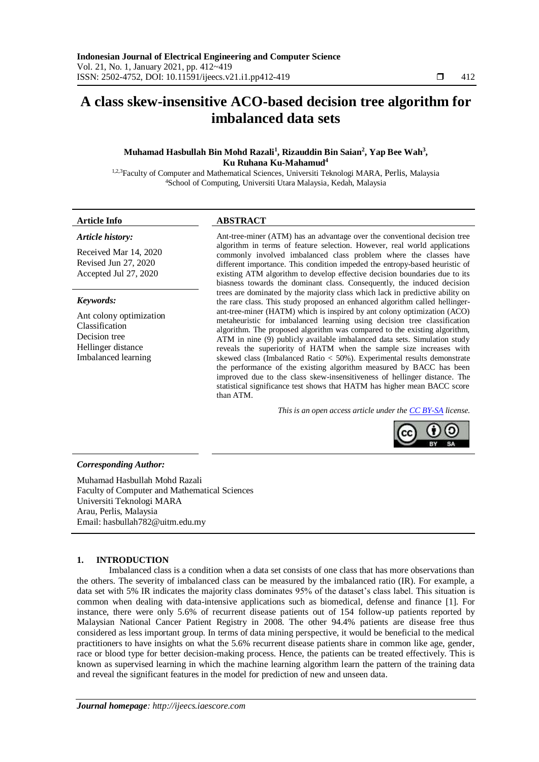# A class skew-insensitive ACO-based decision tree algorithm for imbalanced data sets

**Muhamad Hasbullah Bin Mohd Razali[1], Rizauddin Bin Saian[2], Yap Bee Wah[3], Ku Ruhana Ku-Mahamud[4]**

[1,2,3]Faculty of Computer and Mathematical Sciences, Universiti Teknologi MARA, Perlis, Malaysia
[4]School of Computing, Universiti Utara Malaysia, Kedah, Malaysia

## Article Info

***Article history:***

Received Mar 14, 2020
Revised Jun 27, 2020
Accepted Jul 27, 2020

***Keywords:***

Ant colony optimization
Classification
Decision tree
Hellinger distance
Imbalanced learning

## ABSTRACT

Ant-tree-miner (ATM) has an advantage over the conventional decision tree algorithm in terms of feature selection. However, real world applications commonly involved imbalanced class problem where the classes have different importance. This condition impeded the entropy-based heuristic of existing ATM algorithm to develop effective decision boundaries due to its biasness towards the dominant class. Consequently, the induced decision trees are dominated by the majority class which lack in predictive ability on the rare class. This study proposed an enhanced algorithm called hellinger-ant-tree-miner (HATM) which is inspired by ant colony optimization (ACO) metaheuristic for imbalanced learning using decision tree classification algorithm. The proposed algorithm was compared to the existing algorithm, ATM in nine (9) publicly available imbalanced data sets. Simulation study reveals the superiority of HATM when the sample size increases with skewed class (Imbalanced Ratio < 50%). Experimental results demonstrate the performance of the existing algorithm measured by BACC has been improved due to the class skew-insensitiveness of hellinger distance. The statistical significance test shows that HATM has higher mean BACC score than ATM.

*This is an open access article under the CC BY-SA license.*

***Corresponding Author:***

Muhamad Hasbullah Mohd Razali
Faculty of Computer and Mathematical Sciences
Universiti Teknologi MARA
Arau, Perlis, Malaysia
Email: hasbullah782@uitm.edu.my

## 1. INTRODUCTION

Imbalanced class is a condition when a data set consists of one class that has more observations than the others. The severity of imbalanced class can be measured by the imbalanced ratio (IR). For example, a data set with 5% IR indicates the majority class dominates 95% of the dataset's class label. This situation is common when dealing with data-intensive applications such as biomedical, defense and finance [1]. For instance, there were only 5.6% of recurrent disease patients out of 154 follow-up patients reported by Malaysian National Cancer Patient Registry in 2008. The other 94.4% patients are disease free thus considered as less important group. In terms of data mining perspective, it would be beneficial to the medical practitioners to have insights on what the 5.6% recurrent disease patients share in common like age, gender, race or blood type for better decision-making process. Hence, the patients can be treated effectively. This is known as supervised learning in which the machine learning algorithm learn the pattern of the training data and reveal the significant features in the model for prediction of new and unseen data.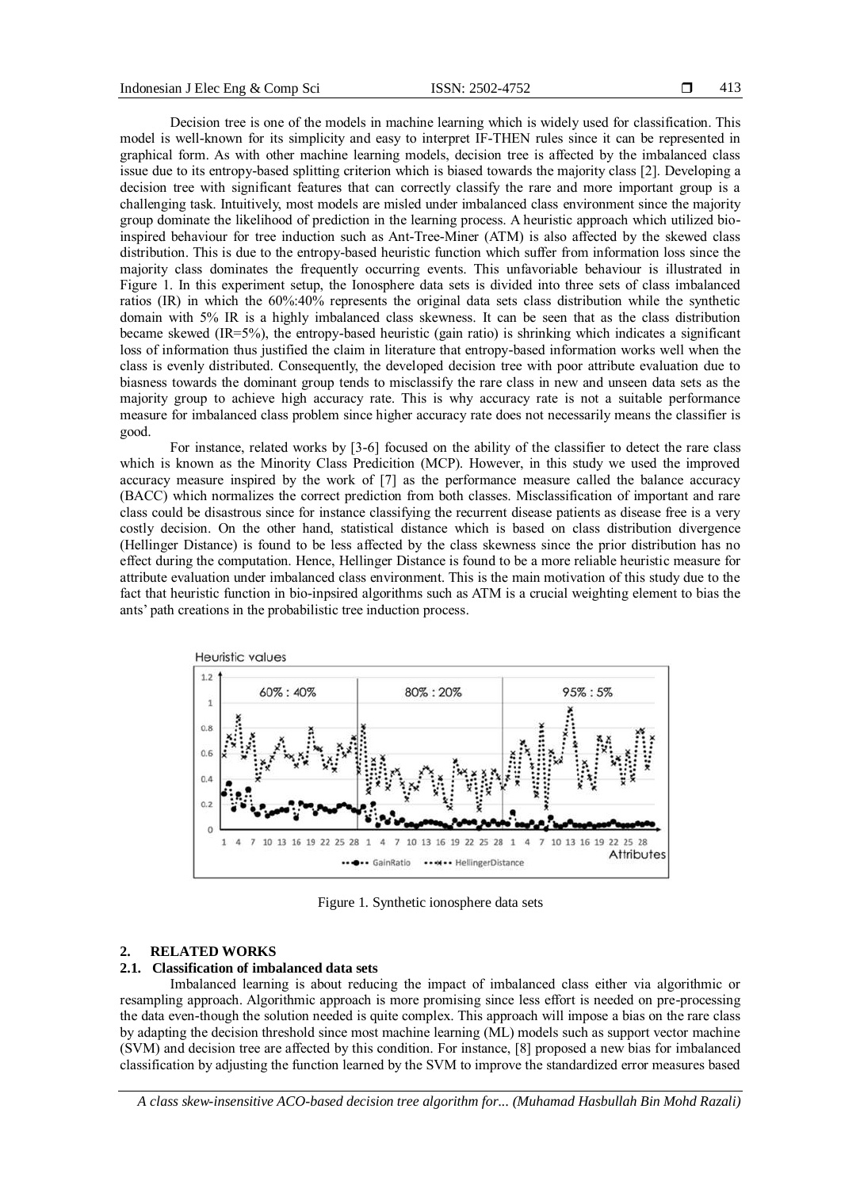Decision tree is one of the models in machine learning which is widely used for classification. This model is well-known for its simplicity and easy to interpret IF-THEN rules since it can be represented in graphical form. As with other machine learning models, decision tree is affected by the imbalanced class issue due to its entropy-based splitting criterion which is biased towards the majority class [2]. Developing a decision tree with significant features that can correctly classify the rare and more important group is a challenging task. Intuitively, most models are misled under imbalanced class environment since the majority group dominate the likelihood of prediction in the learning process. A heuristic approach which utilized bio-inspired behaviour for tree induction such as Ant-Tree-Miner (ATM) is also affected by the skewed class distribution. This is due to the entropy-based heuristic function which suffer from information loss since the majority class dominates the frequently occurring events. This unfavoriable behaviour is illustrated in Figure 1. In this experiment setup, the Ionosphere data sets is divided into three sets of class imbalanced ratios (IR) in which the 60%:40% represents the original data sets class distribution while the synthetic domain with 5% IR is a highly imbalanced class skewness. It can be seen that as the class distribution became skewed (IR=5%), the entropy-based heuristic (gain ratio) is shrinking which indicates a significant loss of information thus justified the claim in literature that entropy-based information works well when the class is evenly distributed. Consequently, the developed decision tree with poor attribute evaluation due to biasness towards the dominant group tends to misclassify the rare class in new and unseen data sets as the majority group to achieve high accuracy rate. This is why accuracy rate is not a suitable performance measure for imbalanced class problem since higher accuracy rate does not necessarily means the classifier is good.

For instance, related works by [3-6] focused on the ability of the classifier to detect the rare class which is known as the Minority Class Predicition (MCP). However, in this study we used the improved accuracy measure inspired by the work of [7] as the performance measure called the balance accuracy (BACC) which normalizes the correct prediction from both classes. Misclassification of important and rare class could be disastrous since for instance classifying the recurrent disease patients as disease free is a very costly decision. On the other hand, statistical distance which is based on class distribution divergence (Hellinger Distance) is found to be less affected by the class skewness since the prior distribution has no effect during the computation. Hence, Hellinger Distance is found to be a more reliable heuristic measure for attribute evaluation under imbalanced class environment. This is the main motivation of this study due to the fact that heuristic function in bio-inpsired algorithms such as ATM is a crucial weighting element to bias the ants' path creations in the probabilistic tree induction process.

Figure 1. Synthetic ionosphere data sets

## 2. RELATED WORKS

### 2.1. Classification of imbalanced data sets

Imbalanced learning is about reducing the impact of imbalanced class either via algorithmic or resampling approach. Algorithmic approach is more promising since less effort is needed on pre-processing the data even-though the solution needed is quite complex. This approach will impose a bias on the rare class by adapting the decision threshold since most machine learning (ML) models such as support vector machine (SVM) and decision tree are affected by this condition. For instance, [8] proposed a new bias for imbalanced classification by adjusting the function learned by the SVM to improve the standardized error measures based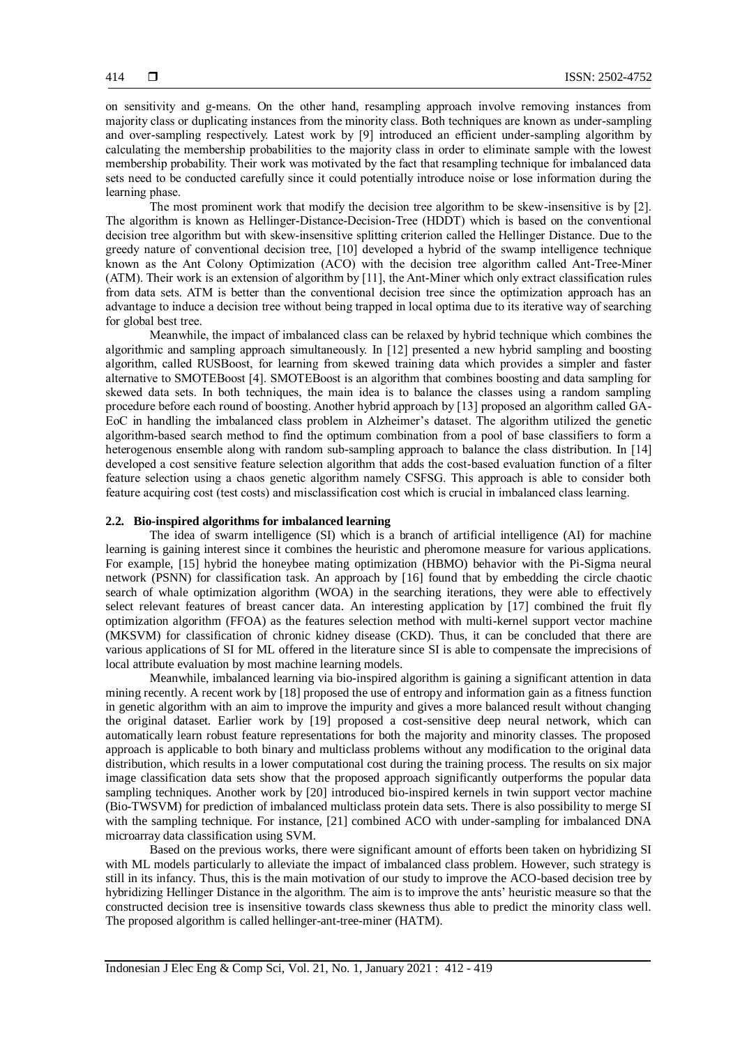on sensitivity and g-means. On the other hand, resampling approach involve removing instances from majority class or duplicating instances from the minority class. Both techniques are known as under-sampling and over-sampling respectively. Latest work by [9] introduced an efficient under-sampling algorithm by calculating the membership probabilities to the majority class in order to eliminate sample with the lowest membership probability. Their work was motivated by the fact that resampling technique for imbalanced data sets need to be conducted carefully since it could potentially introduce noise or lose information during the learning phase.

The most prominent work that modify the decision tree algorithm to be skew-insensitive is by [2]. The algorithm is known as Hellinger-Distance-Decision-Tree (HDDT) which is based on the conventional decision tree algorithm but with skew-insensitive splitting criterion called the Hellinger Distance. Due to the greedy nature of conventional decision tree, [10] developed a hybrid of the swamp intelligence technique known as the Ant Colony Optimization (ACO) with the decision tree algorithm called Ant-Tree-Miner (ATM). Their work is an extension of algorithm by [11], the Ant-Miner which only extract classification rules from data sets. ATM is better than the conventional decision tree since the optimization approach has an advantage to induce a decision tree without being trapped in local optima due to its iterative way of searching for global best tree.

Meanwhile, the impact of imbalanced class can be relaxed by hybrid technique which combines the algorithmic and sampling approach simultaneously. In [12] presented a new hybrid sampling and boosting algorithm, called RUSBoost, for learning from skewed training data which provides a simpler and faster alternative to SMOTEBoost [4]. SMOTEBoost is an algorithm that combines boosting and data sampling for skewed data sets. In both techniques, the main idea is to balance the classes using a random sampling procedure before each round of boosting. Another hybrid approach by [13] proposed an algorithm called GA-EoC in handling the imbalanced class problem in Alzheimer's dataset. The algorithm utilized the genetic algorithm-based search method to find the optimum combination from a pool of base classifiers to form a heterogenous ensemble along with random sub-sampling approach to balance the class distribution. In [14] developed a cost sensitive feature selection algorithm that adds the cost-based evaluation function of a filter feature selection using a chaos genetic algorithm namely CSFSG. This approach is able to consider both feature acquiring cost (test costs) and misclassification cost which is crucial in imbalanced class learning.

### 2.2. Bio-inspired algorithms for imbalanced learning

The idea of swarm intelligence (SI) which is a branch of artificial intelligence (AI) for machine learning is gaining interest since it combines the heuristic and pheromone measure for various applications. For example, [15] hybrid the honeybee mating optimization (HBMO) behavior with the Pi-Sigma neural network (PSNN) for classification task. An approach by [16] found that by embedding the circle chaotic search of whale optimization algorithm (WOA) in the searching iterations, they were able to effectively select relevant features of breast cancer data. An interesting application by [17] combined the fruit fly optimization algorithm (FFOA) as the features selection method with multi-kernel support vector machine (MKSVM) for classification of chronic kidney disease (CKD). Thus, it can be concluded that there are various applications of SI for ML offered in the literature since SI is able to compensate the imprecisions of local attribute evaluation by most machine learning models.

Meanwhile, imbalanced learning via bio-inspired algorithm is gaining a significant attention in data mining recently. A recent work by [18] proposed the use of entropy and information gain as a fitness function in genetic algorithm with an aim to improve the impurity and gives a more balanced result without changing the original dataset. Earlier work by [19] proposed a cost-sensitive deep neural network, which can automatically learn robust feature representations for both the majority and minority classes. The proposed approach is applicable to both binary and multiclass problems without any modification to the original data distribution, which results in a lower computational cost during the training process. The results on six major image classification data sets show that the proposed approach significantly outperforms the popular data sampling techniques. Another work by [20] introduced bio-inspired kernels in twin support vector machine (Bio-TWSVM) for prediction of imbalanced multiclass protein data sets. There is also possibility to merge SI with the sampling technique. For instance, [21] combined ACO with under-sampling for imbalanced DNA microarray data classification using SVM.

Based on the previous works, there were significant amount of efforts been taken on hybridizing SI with ML models particularly to alleviate the impact of imbalanced class problem. However, such strategy is still in its infancy. Thus, this is the main motivation of our study to improve the ACO-based decision tree by hybridizing Hellinger Distance in the algorithm. The aim is to improve the ants' heuristic measure so that the constructed decision tree is insensitive towards class skewness thus able to predict the minority class well. The proposed algorithm is called hellinger-ant-tree-miner (HATM).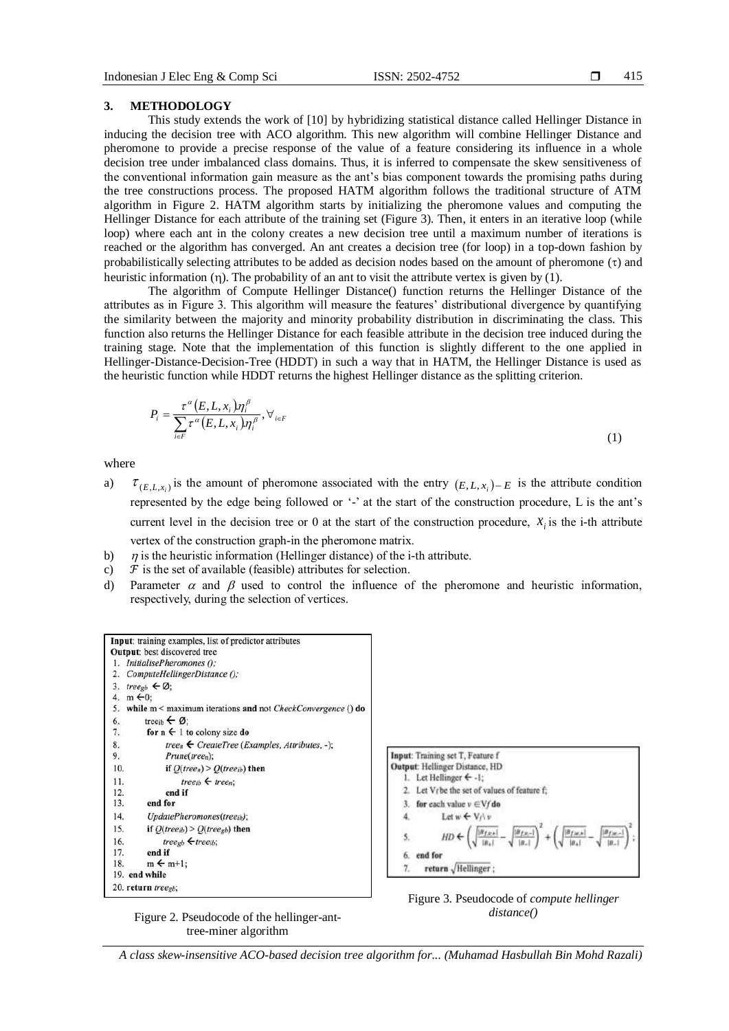## 3. METHODOLOGY

This study extends the work of [10] by hybridizing statistical distance called Hellinger Distance in inducing the decision tree with ACO algorithm. This new algorithm will combine Hellinger Distance and pheromone to provide a precise response of the value of a feature considering its influence in a whole decision tree under imbalanced class domains. Thus, it is inferred to compensate the skew sensitiveness of the conventional information gain measure as the ant's bias component towards the promising paths during the tree constructions process. The proposed HATM algorithm follows the traditional structure of ATM algorithm in Figure 2. HATM algorithm starts by initializing the pheromone values and computing the Hellinger Distance for each attribute of the training set (Figure 3). Then, it enters in an iterative loop (while loop) where each ant in the colony creates a new decision tree until a maximum number of iterations is reached or the algorithm has converged. An ant creates a decision tree (for loop) in a top-down fashion by probabilistically selecting attributes to be added as decision nodes based on the amount of pheromone ($\tau$) and heuristic information ($\eta$). The probability of an ant to visit the attribute vertex is given by (1).

The algorithm of Compute Hellinger Distance() function returns the Hellinger Distance of the attributes as in Figure 3. This algorithm will measure the features' distributional divergence by quantifying the similarity between the majority and minority probability distribution in discriminating the class. This function also returns the Hellinger Distance for each feasible attribute in the decision tree induced during the training stage. Note that the implementation of this function is slightly different to the one applied in Hellinger-Distance-Decision-Tree (HDDT) in such a way that in HATM, the Hellinger Distance is used as the heuristic function while HDDT returns the highest Hellinger distance as the splitting criterion.

$$P_i = \frac{\tau^{\alpha}(E, L, x_i).\eta_i^{\beta}}{\sum_{i \in F} \tau^{\alpha}(E, L, x_i).\eta_i^{\beta}}, \forall_{i \in F} \tag{1}$$

where

a) $\tau_{(E,L,x_i)}$ is the amount of pheromone associated with the entry $(E, L, x_i) - E$ is the attribute condition represented by the edge being followed or '-' at the start of the construction procedure, L is the ant's current level in the decision tree or 0 at the start of the construction procedure, $x_i$ is the i-th attribute vertex of the construction graph-in the pheromone matrix.
b) $\eta$ is the heuristic information (Hellinger distance) of the i-th attribute.
c) $\mathcal{F}$ is the set of available (feasible) attributes for selection.
d) Parameter $\alpha$ and $\beta$ used to control the influence of the pheromone and heuristic information, respectively, during the selection of vertices.

```
Input: training examples, list of predictor attributes
Output: best discovered tree
1. InitialisePheromones ();
2. ComputeHellingerDistance ();
3. tree_gb ← Ø;
4. m ←0;
5. while m < maximum iterations and not CheckConvergence () do
6.     tree_ib ← Ø;
7.     for n ← 1 to colony size do
8.         tree_n ← CreateTree (Examples, Attributes, -);
9.         Prune(tree_n);
10.        if Q(tree_n) > Q(tree_ib) then
11.            tree_ib ← tree_n;
12.        end if
13.    end for
14.    UpdatePheromones(tree_ib);
15.    if Q(tree_ib) > Q(tree_gb) then
16.        tree_gb ←tree_ib;
17.    end if
18.    m ← m+1;
19. end while
20. return tree_gb;
```

Figure 2. Pseudocode of the hellinger-ant-tree-miner algorithm

```
Input: Training set T, Feature f
Output: Hellinger Distance, HD
1. Let Hellinger ← -1;
2. Let V_f be the set of values of feature f;
3. for each value v ∈ V_f do
4.     Let w ← V_f \ v
5.     HD ← ( sqrt(|B_{f,v,+}| / |B_+|) - sqrt(|B_{f,v,-}| / |B_-|) )^2 + ( sqrt(|B_{f,w,+}| / |B_+|) - sqrt(|B_{f,w,-}| / |B_-|) )^2;
6. end for
7. return sqrt(Hellinger);
```

Figure 3. Pseudocode of *compute hellinger distance()*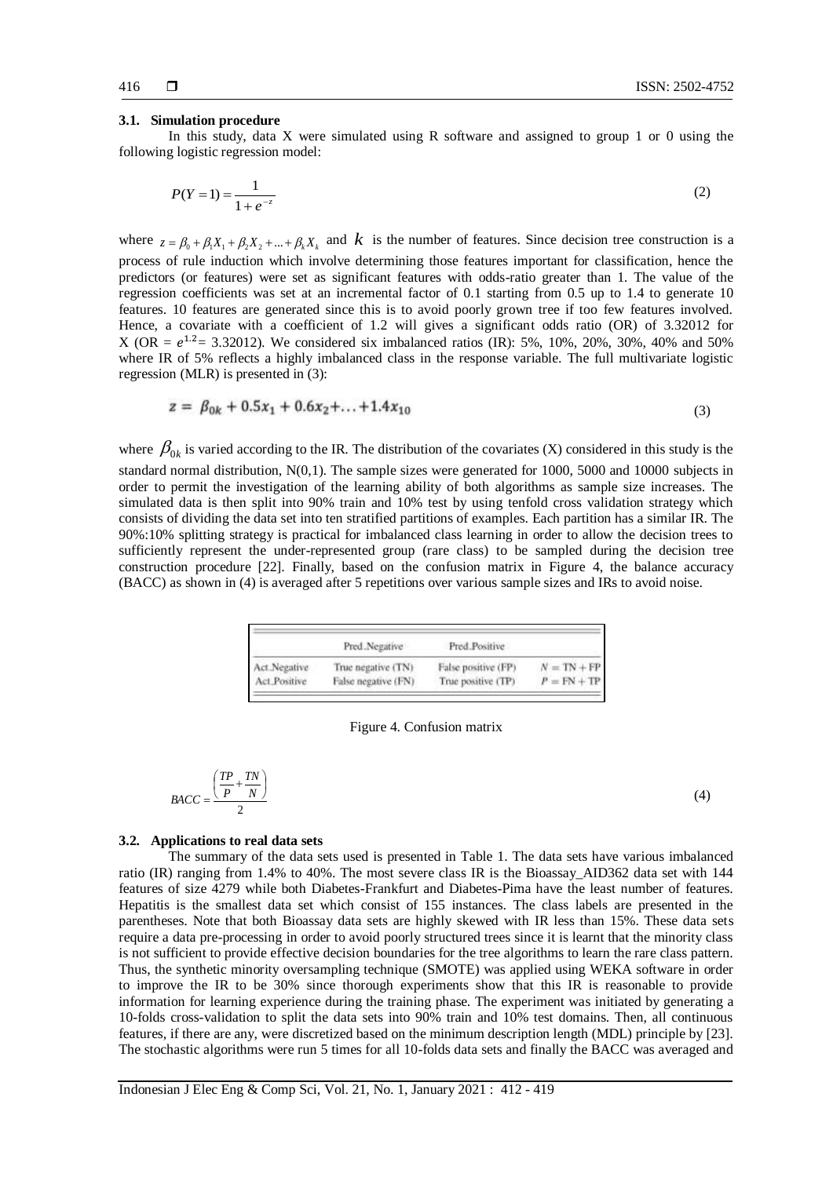### 3.1. Simulation procedure

In this study, data X were simulated using R software and assigned to group 1 or 0 using the following logistic regression model:

$$P(Y=1) = \frac{1}{1+e^{-z}} \tag{2}$$

where $z = \beta_0 + \beta_1 X_1 + \beta_2 X_2 + ... + \beta_k X_k$ and $k$ is the number of features. Since decision tree construction is a process of rule induction which involve determining those features important for classification, hence the predictors (or features) were set as significant features with odds-ratio greater than 1. The value of the regression coefficients was set at an incremental factor of 0.1 starting from 0.5 up to 1.4 to generate 10 features. 10 features are generated since this is to avoid poorly grown tree if too few features involved. Hence, a covariate with a coefficient of 1.2 will gives a significant odds ratio (OR) of 3.32012 for X (OR = $e^{1.2}$= 3.32012). We considered six imbalanced ratios (IR): 5%, 10%, 20%, 30%, 40% and 50% where IR of 5% reflects a highly imbalanced class in the response variable. The full multivariate logistic regression (MLR) is presented in (3):

$$z = \beta_{0k} + 0.5x_1 + 0.6x_2 + \ldots + 1.4x_{10} \tag{3}$$

where $\beta_{0k}$ is varied according to the IR. The distribution of the covariates (X) considered in this study is the standard normal distribution, N(0,1). The sample sizes were generated for 1000, 5000 and 10000 subjects in order to permit the investigation of the learning ability of both algorithms as sample size increases. The simulated data is then split into 90% train and 10% test by using tenfold cross validation strategy which consists of dividing the data set into ten stratified partitions of examples. Each partition has a similar IR. The 90%:10% splitting strategy is practical for imbalanced class learning in order to allow the decision trees to sufficiently represent the under-represented group (rare class) to be sampled during the decision tree construction procedure [22]. Finally, based on the confusion matrix in Figure 4, the balance accuracy (BACC) as shown in (4) is averaged after 5 repetitions over various sample sizes and IRs to avoid noise.

| | Pred_Negative | Pred_Positive | |
|---|---|---|---|
| Act_Negative | True negative (TN) | False positive (FP) | $N = TN + FP$ |
| Act_Positive | False negative (FN) | True positive (TP) | $P = FN + TP$ |

Figure 4. Confusion matrix

$$BACC = \frac{\left(\frac{TP}{P} + \frac{TN}{N}\right)}{2} \tag{4}$$

### 3.2. Applications to real data sets

The summary of the data sets used is presented in Table 1. The data sets have various imbalanced ratio (IR) ranging from 1.4% to 40%. The most severe class IR is the Bioassay_AID362 data set with 144 features of size 4279 while both Diabetes-Frankfurt and Diabetes-Pima have the least number of features. Hepatitis is the smallest data set which consist of 155 instances. The class labels are presented in the parentheses. Note that both Bioassay data sets are highly skewed with IR less than 15%. These data sets require a data pre-processing in order to avoid poorly structured trees since it is learnt that the minority class is not sufficient to provide effective decision boundaries for the tree algorithms to learn the rare class pattern. Thus, the synthetic minority oversampling technique (SMOTE) was applied using WEKA software in order to improve the IR to be 30% since thorough experiments show that this IR is reasonable to provide information for learning experience during the training phase. The experiment was initiated by generating a 10-folds cross-validation to split the data sets into 90% train and 10% test domains. Then, all continuous features, if there are any, were discretized based on the minimum description length (MDL) principle by [23]. The stochastic algorithms were run 5 times for all 10-folds data sets and finally the BACC was averaged and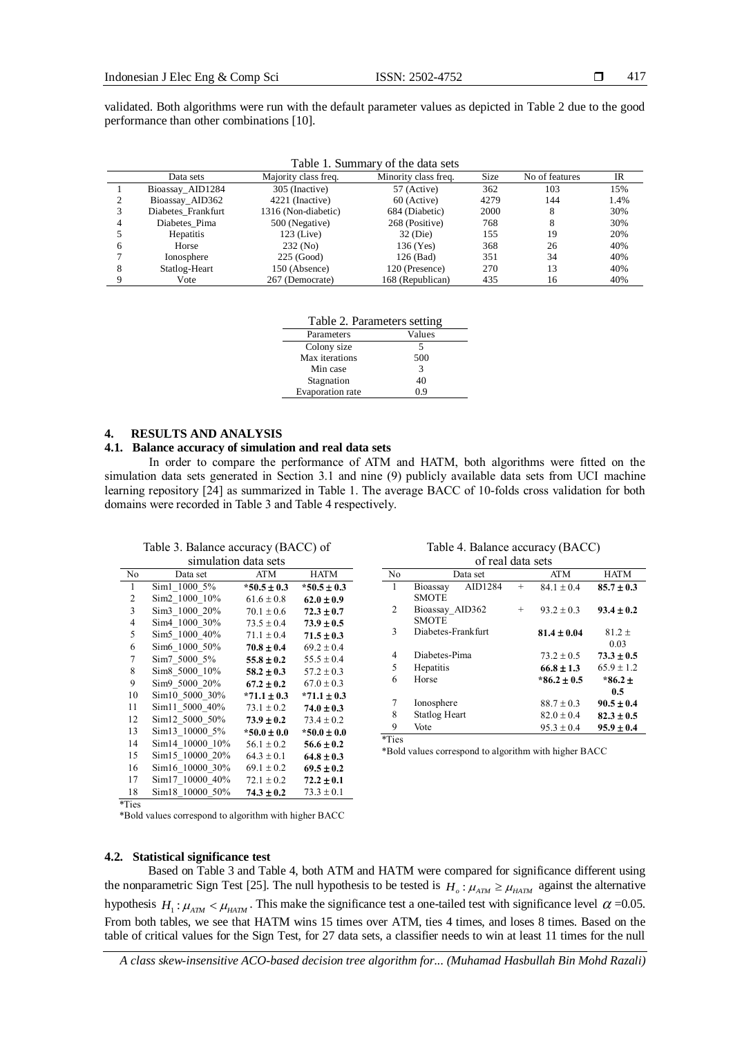validated. Both algorithms were run with the default parameter values as depicted in Table 2 due to the good performance than other combinations [10].

Table 1. Summary of the data sets

| | Data sets | Majority class freq. | Minority class freq. | Size | No of features | IR |
|---|---|---|---|---|---|---|
| 1 | Bioassay_AID1284 | 305 (Inactive) | 57 (Active) | 362 | 103 | 15% |
| 2 | Bioassay_AID362 | 4221 (Inactive) | 60 (Active) | 4279 | 144 | 1.4% |
| 3 | Diabetes_Frankfurt | 1316 (Non-diabetic) | 684 (Diabetic) | 2000 | 8 | 30% |
| 4 | Diabetes_Pima | 500 (Negative) | 268 (Positive) | 768 | 8 | 30% |
| 5 | Hepatitis | 123 (Live) | 32 (Die) | 155 | 19 | 20% |
| 6 | Horse | 232 (No) | 136 (Yes) | 368 | 26 | 40% |
| 7 | Ionosphere | 225 (Good) | 126 (Bad) | 351 | 34 | 40% |
| 8 | Statlog-Heart | 150 (Absence) | 120 (Presence) | 270 | 13 | 40% |
| 9 | Vote | 267 (Democrate) | 168 (Republican) | 435 | 16 | 40% |

Table 2. Parameters setting

| Parameters | Values |
|---|---|
| Colony size | 5 |
| Max iterations | 500 |
| Min case | 3 |
| Stagnation | 40 |
| Evaporation rate | 0.9 |

## 4. RESULTS AND ANALYSIS

### 4.1. Balance accuracy of simulation and real data sets

In order to compare the performance of ATM and HATM, both algorithms were fitted on the simulation data sets generated in Section 3.1 and nine (9) publicly available data sets from UCI machine learning repository [24] as summarized in Table 1. The average BACC of 10-folds cross validation for both domains were recorded in Table 3 and Table 4 respectively.

Table 3. Balance accuracy (BACC) of simulation data sets

| No | Data set | ATM | HATM |
|---|---|---|---|
| 1 | Sim1_1000_5% | ***50.5 ± 0.3** | ***50.5 ± 0.3** |
| 2 | Sim2_1000_10% | 61.6 ± 0.8 | **62.0 ± 0.9** |
| 3 | Sim3_1000_20% | 70.1 ± 0.6 | **72.3 ± 0.7** |
| 4 | Sim4_1000_30% | 73.5 ± 0.4 | **73.9 ± 0.5** |
| 5 | Sim5_1000_40% | 71.1 ± 0.4 | **71.5 ± 0.3** |
| 6 | Sim6_1000_50% | **70.8 ± 0.4** | 69.2 ± 0.4 |
| 7 | Sim7_5000_5% | **55.8 ± 0.2** | 55.5 ± 0.4 |
| 8 | Sim8_5000_10% | **58.2 ± 0.3** | 57.2 ± 0.3 |
| 9 | Sim9_5000_20% | **67.2 ± 0.2** | 67.0 ± 0.3 |
| 10 | Sim10_5000_30% | ***71.1 ± 0.3** | ***71.1 ± 0.3** |
| 11 | Sim11_5000_40% | 73.1 ± 0.2 | **74.0 ± 0.3** |
| 12 | Sim12_5000_50% | **73.9 ± 0.2** | 73.4 ± 0.2 |
| 13 | Sim13_10000_5% | ***50.0 ± 0.0** | ***50.0 ± 0.0** |
| 14 | Sim14_10000_10% | 56.1 ± 0.2 | **56.6 ± 0.2** |
| 15 | Sim15_10000_20% | 64.3 ± 0.1 | **64.8 ± 0.3** |
| 16 | Sim16_10000_30% | 69.1 ± 0.2 | **69.5 ± 0.2** |
| 17 | Sim17_10000_40% | 72.1 ± 0.2 | **72.2 ± 0.1** |
| 18 | Sim18_10000_50% | **74.3 ± 0.2** | 73.3 ± 0.1 |

*Ties

*Bold values correspond to algorithm with higher BACC

Table 4. Balance accuracy (BACC) of real data sets

| No | Data set | | ATM | HATM |
|---|---|---|---|---|
| 1 | Bioassay AID1284 SMOTE | + | 84.1 ± 0.4 | **85.7 ± 0.3** |
| 2 | Bioassay_AID362 SMOTE | + | 93.2 ± 0.3 | **93.4 ± 0.2** |
| 3 | Diabetes-Frankfurt | | **81.4 ± 0.04** | 81.2 ± 0.03 |
| 4 | Diabetes-Pima | | 73.2 ± 0.5 | **73.3 ± 0.5** |
| 5 | Hepatitis | | **66.8 ± 1.3** | 65.9 ± 1.2 |
| 6 | Horse | | ***86.2 ± 0.5** | ***86.2 ± 0.5** |
| 7 | Ionosphere | | 88.7 ± 0.3 | **90.5 ± 0.4** |
| 8 | Statlog Heart | | 82.0 ± 0.4 | **82.3 ± 0.5** |
| 9 | Vote | | 95.3 ± 0.4 | **95.9 ± 0.4** |

*Ties

*Bold values correspond to algorithm with higher BACC

### 4.2. Statistical significance test

Based on Table 3 and Table 4, both ATM and HATM were compared for significance different using the nonparametric Sign Test [25]. The null hypothesis to be tested is $H_o : \mu_{ATM} \geq \mu_{HATM}$ against the alternative hypothesis $H_1 : \mu_{ATM} < \mu_{HATM}$. This make the significance test a one-tailed test with significance level $\alpha$ =0.05. From both tables, we see that HATM wins 15 times over ATM, ties 4 times, and loses 8 times. Based on the table of critical values for the Sign Test, for 27 data sets, a classifier needs to win at least 11 times for the null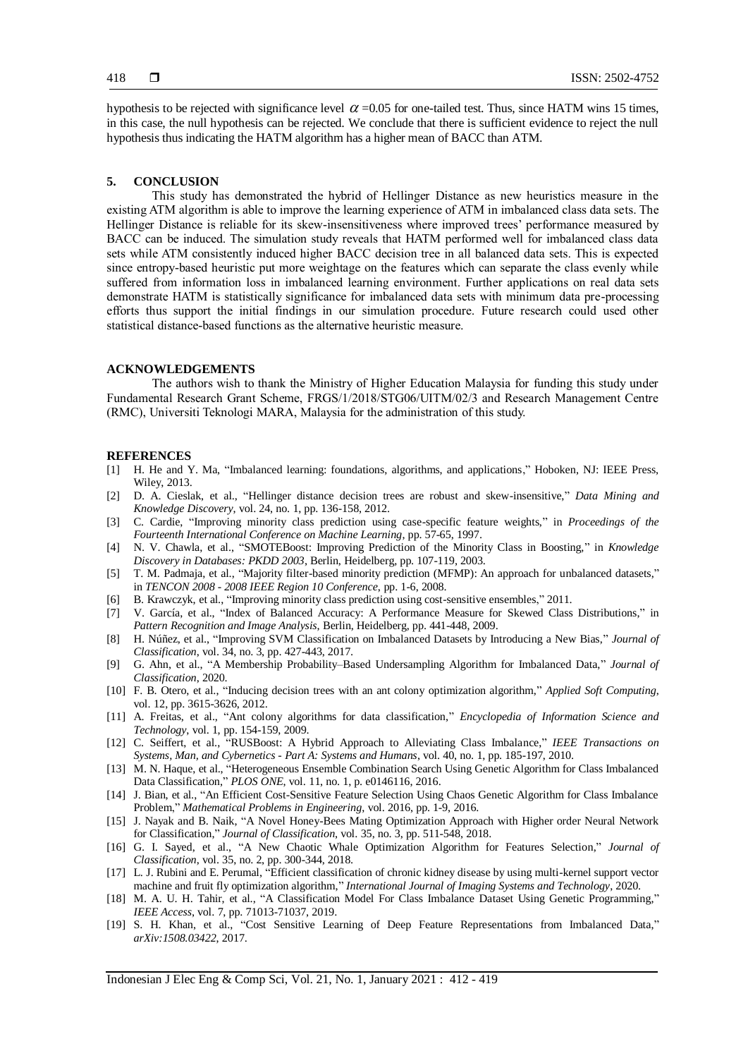hypothesis to be rejected with significance level $\alpha$ =0.05 for one-tailed test. Thus, since HATM wins 15 times, in this case, the null hypothesis can be rejected. We conclude that there is sufficient evidence to reject the null hypothesis thus indicating the HATM algorithm has a higher mean of BACC than ATM.

## 5. CONCLUSION

This study has demonstrated the hybrid of Hellinger Distance as new heuristics measure in the existing ATM algorithm is able to improve the learning experience of ATM in imbalanced class data sets. The Hellinger Distance is reliable for its skew-insensitiveness where improved trees' performance measured by BACC can be induced. The simulation study reveals that HATM performed well for imbalanced class data sets while ATM consistently induced higher BACC decision tree in all balanced data sets. This is expected since entropy-based heuristic put more weightage on the features which can separate the class evenly while suffered from information loss in imbalanced learning environment. Further applications on real data sets demonstrate HATM is statistically significance for imbalanced data sets with minimum data pre-processing efforts thus support the initial findings in our simulation procedure. Future research could used other statistical distance-based functions as the alternative heuristic measure.

## ACKNOWLEDGEMENTS

The authors wish to thank the Ministry of Higher Education Malaysia for funding this study under Fundamental Research Grant Scheme, FRGS/1/2018/STG06/UITM/02/3 and Research Management Centre (RMC), Universiti Teknologi MARA, Malaysia for the administration of this study.

## REFERENCES

[1] H. He and Y. Ma, "Imbalanced learning: foundations, algorithms, and applications," Hoboken, NJ: IEEE Press, Wiley, 2013.

[2] D. A. Cieslak, et al., "Hellinger distance decision trees are robust and skew-insensitive," *Data Mining and Knowledge Discovery*, vol. 24, no. 1, pp. 136-158, 2012.

[3] C. Cardie, "Improving minority class prediction using case-specific feature weights," in *Proceedings of the Fourteenth International Conference on Machine Learning*, pp. 57-65, 1997.

[4] N. V. Chawla, et al., "SMOTEBoost: Improving Prediction of the Minority Class in Boosting," in *Knowledge Discovery in Databases: PKDD 2003*, Berlin, Heidelberg, pp. 107-119, 2003.

[5] T. M. Padmaja, et al., "Majority filter-based minority prediction (MFMP): An approach for unbalanced datasets," in *TENCON 2008 - 2008 IEEE Region 10 Conference*, pp. 1-6, 2008.

[6] B. Krawczyk, et al., "Improving minority class prediction using cost-sensitive ensembles," 2011.

[7] V. García, et al., "Index of Balanced Accuracy: A Performance Measure for Skewed Class Distributions," in *Pattern Recognition and Image Analysis*, Berlin, Heidelberg, pp. 441-448, 2009.

[8] H. Núñez, et al., "Improving SVM Classification on Imbalanced Datasets by Introducing a New Bias," *Journal of Classification*, vol. 34, no. 3, pp. 427-443, 2017.

[9] G. Ahn, et al., "A Membership Probability–Based Undersampling Algorithm for Imbalanced Data," *Journal of Classification*, 2020.

[10] F. B. Otero, et al., "Inducing decision trees with an ant colony optimization algorithm," *Applied Soft Computing*, vol. 12, pp. 3615-3626, 2012.

[11] A. Freitas, et al., "Ant colony algorithms for data classification," *Encyclopedia of Information Science and Technology*, vol. 1, pp. 154-159, 2009.

[12] C. Seiffert, et al., "RUSBoost: A Hybrid Approach to Alleviating Class Imbalance," *IEEE Transactions on Systems, Man, and Cybernetics - Part A: Systems and Humans*, vol. 40, no. 1, pp. 185-197, 2010.

[13] M. N. Haque, et al., "Heterogeneous Ensemble Combination Search Using Genetic Algorithm for Class Imbalanced Data Classification," *PLOS ONE*, vol. 11, no. 1, p. e0146116, 2016.

[14] J. Bian, et al., "An Efficient Cost-Sensitive Feature Selection Using Chaos Genetic Algorithm for Class Imbalance Problem," *Mathematical Problems in Engineering*, vol. 2016, pp. 1-9, 2016.

[15] J. Nayak and B. Naik, "A Novel Honey-Bees Mating Optimization Approach with Higher order Neural Network for Classification," *Journal of Classification*, vol. 35, no. 3, pp. 511-548, 2018.

[16] G. I. Sayed, et al., "A New Chaotic Whale Optimization Algorithm for Features Selection," *Journal of Classification*, vol. 35, no. 2, pp. 300-344, 2018.

[17] L. J. Rubini and E. Perumal, "Efficient classification of chronic kidney disease by using multi-kernel support vector machine and fruit fly optimization algorithm," *International Journal of Imaging Systems and Technology*, 2020.

[18] M. A. U. H. Tahir, et al., "A Classification Model For Class Imbalance Dataset Using Genetic Programming," *IEEE Access*, vol. 7, pp. 71013-71037, 2019.

[19] S. H. Khan, et al., "Cost Sensitive Learning of Deep Feature Representations from Imbalanced Data," *arXiv:1508.03422*, 2017.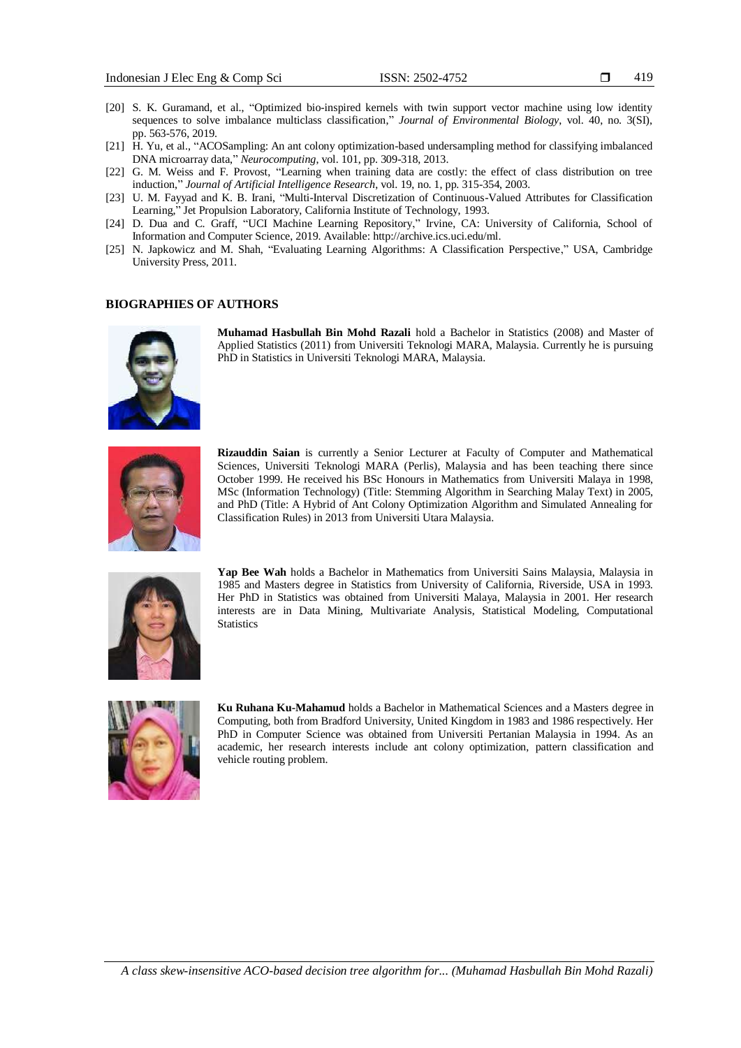[20] S. K. Guramand, et al., "Optimized bio-inspired kernels with twin support vector machine using low identity sequences to solve imbalance multiclass classification," *Journal of Environmental Biology*, vol. 40, no. 3(SI), pp. 563-576, 2019.

[21] H. Yu, et al., "ACOSampling: An ant colony optimization-based undersampling method for classifying imbalanced DNA microarray data," *Neurocomputing*, vol. 101, pp. 309-318, 2013.

[22] G. M. Weiss and F. Provost, "Learning when training data are costly: the effect of class distribution on tree induction," *Journal of Artificial Intelligence Research*, vol. 19, no. 1, pp. 315-354, 2003.

[23] U. M. Fayyad and K. B. Irani, "Multi-Interval Discretization of Continuous-Valued Attributes for Classification Learning," Jet Propulsion Laboratory, California Institute of Technology, 1993.

[24] D. Dua and C. Graff, "UCI Machine Learning Repository," Irvine, CA: University of California, School of Information and Computer Science, 2019. Available: http://archive.ics.uci.edu/ml.

[25] N. Japkowicz and M. Shah, "Evaluating Learning Algorithms: A Classification Perspective," USA, Cambridge University Press, 2011.

## BIOGRAPHIES OF AUTHORS

**Muhamad Hasbullah Bin Mohd Razali** hold a Bachelor in Statistics (2008) and Master of Applied Statistics (2011) from Universiti Teknologi MARA, Malaysia. Currently he is pursuing PhD in Statistics in Universiti Teknologi MARA, Malaysia.

**Rizauddin Saian** is currently a Senior Lecturer at Faculty of Computer and Mathematical Sciences, Universiti Teknologi MARA (Perlis), Malaysia and has been teaching there since October 1999. He received his BSc Honours in Mathematics from Universiti Malaya in 1998, MSc (Information Technology) (Title: Stemming Algorithm in Searching Malay Text) in 2005, and PhD (Title: A Hybrid of Ant Colony Optimization Algorithm and Simulated Annealing for Classification Rules) in 2013 from Universiti Utara Malaysia.

**Yap Bee Wah** holds a Bachelor in Mathematics from Universiti Sains Malaysia, Malaysia in 1985 and Masters degree in Statistics from University of California, Riverside, USA in 1993. Her PhD in Statistics was obtained from Universiti Malaya, Malaysia in 2001. Her research interests are in Data Mining, Multivariate Analysis, Statistical Modeling, Computational Statistics

**Ku Ruhana Ku-Mahamud** holds a Bachelor in Mathematical Sciences and a Masters degree in Computing, both from Bradford University, United Kingdom in 1983 and 1986 respectively. Her PhD in Computer Science was obtained from Universiti Pertanian Malaysia in 1994. As an academic, her research interests include ant colony optimization, pattern classification and vehicle routing problem.